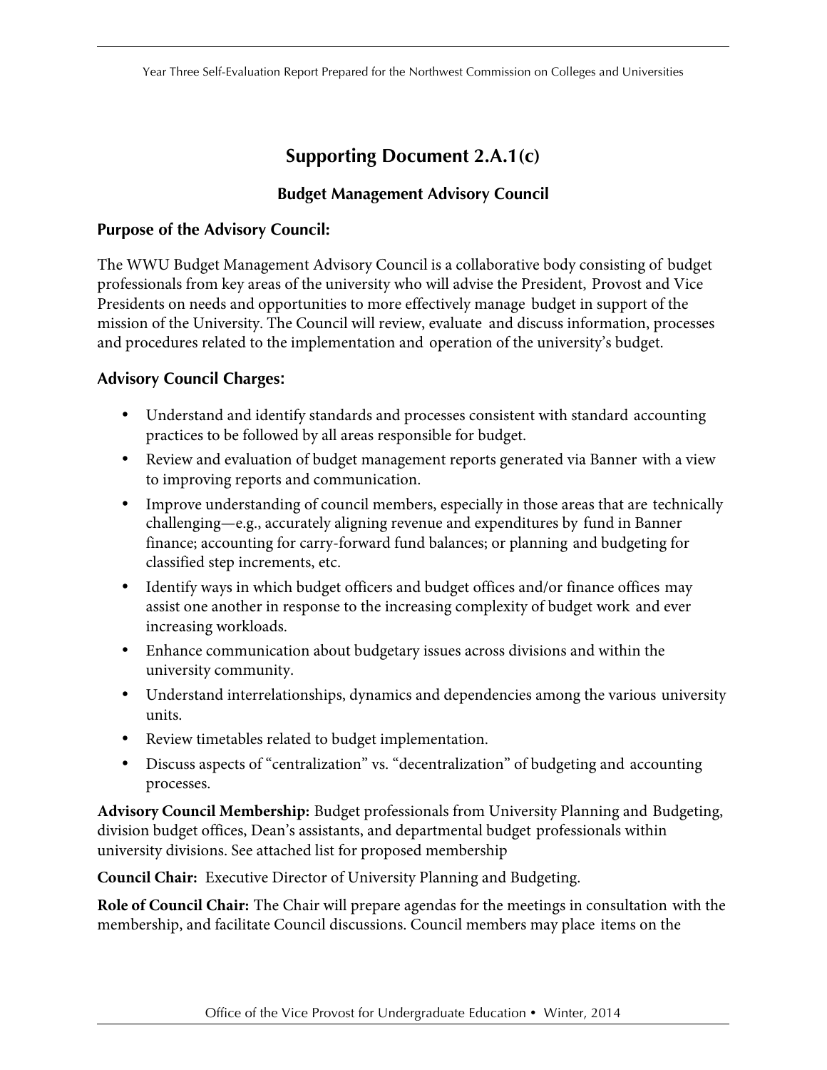# Supporting Document 2.A.1(c)

## Budget Management Advisory Council

### Purpose of the Advisory Council:

The WWU Budget Management Advisory Council is a collaborative body consisting of budget professionals from key areas of the university who will advise the President, Provost and Vice Presidents on needs and opportunities to more effectively manage budget in support of the mission of the University. The Council will review, evaluate and discuss information, processes and procedures related to the implementation and operation of the university's budget.

### Advisory Council Charges:

- Understand and identify standards and processes consistent with standard accounting practices to be followed by all areas responsible for budget.
- Review and evaluation of budget management reports generated via Banner with a view to improving reports and communication.
- Improve understanding of council members, especially in those areas that are technically challenging—e.g., accurately aligning revenue and expenditures by fund in Banner finance; accounting for carry-forward fund balances; or planning and budgeting for classified step increments, etc.
- Identify ways in which budget officers and budget offices and/or finance offices may assist one another in response to the increasing complexity of budget work and ever increasing workloads.
- Enhance communication about budgetary issues across divisions and within the university community.
- Understand interrelationships, dynamics and dependencies among the various university units.
- Review timetables related to budget implementation.
- Discuss aspects of "centralization" vs. "decentralization" of budgeting and accounting processes.

**Advisory Council Membership:** Budget professionals from University Planning and Budgeting, division budget offices, Dean's assistants, and departmental budget professionals within university divisions. See attached list for proposed membership

**Council Chair:** Executive Director of University Planning and Budgeting.

**Role of Council Chair:** The Chair will prepare agendas for the meetings in consultation with the membership, and facilitate Council discussions. Council members may place items on the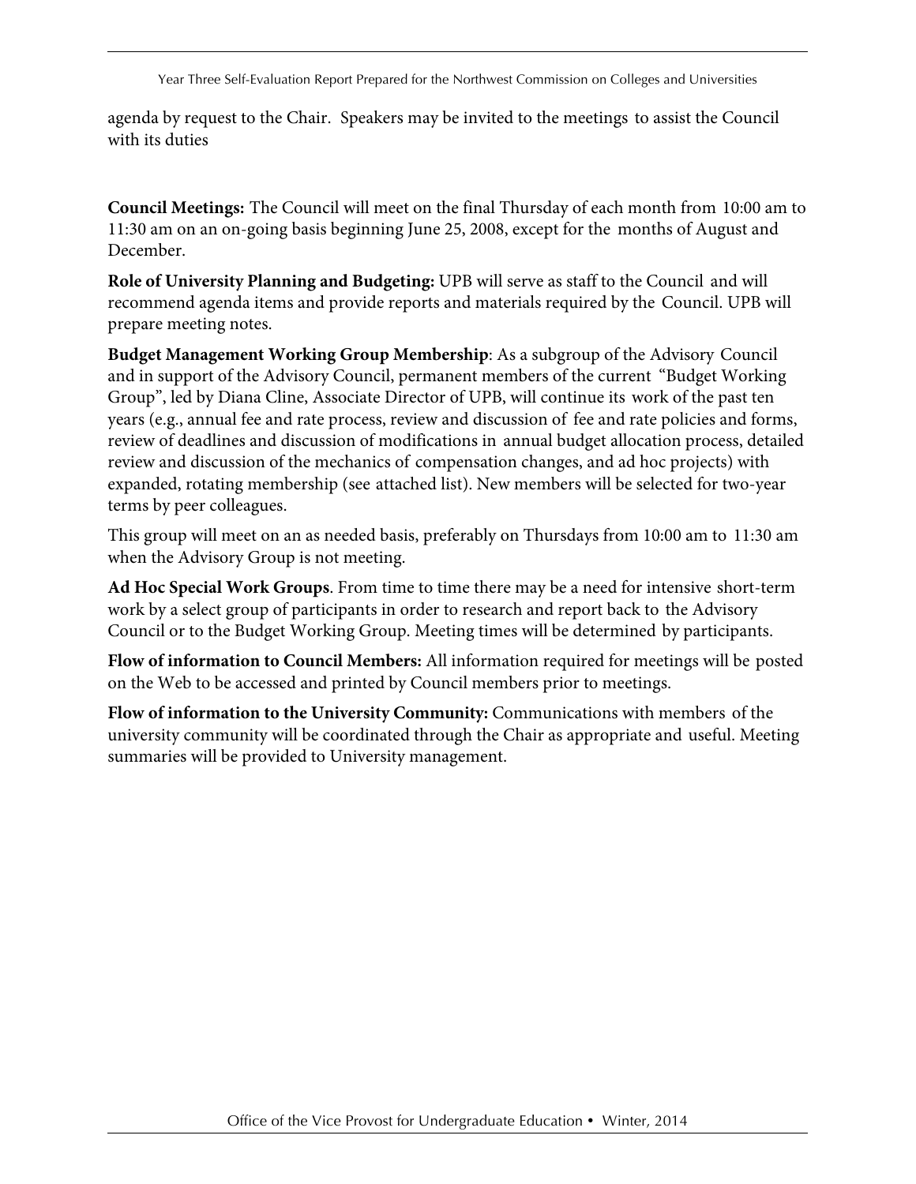agenda by request to the Chair. Speakers may be invited to the meetings to assist the Council with its duties

**Council Meetings:** The Council will meet on the final Thursday of each month from 10:00 am to 11:30 am on an on-going basis beginning June 25, 2008, except for the months of August and December.

**Role of University Planning and Budgeting:** UPB will serve as staff to the Council and will recommend agenda items and provide reports and materials required by the Council. UPB will prepare meeting notes.

**Budget Management Working Group Membership**: As a subgroup of the Advisory Council and in support of the Advisory Council, permanent members of the current "Budget Working Group", led by Diana Cline, Associate Director of UPB, will continue its work of the past ten years (e.g., annual fee and rate process, review and discussion of fee and rate policies and forms, review of deadlines and discussion of modifications in annual budget allocation process, detailed review and discussion of the mechanics of compensation changes, and ad hoc projects) with expanded, rotating membership (see attached list). New members will be selected for two-year terms by peer colleagues.

This group will meet on an as needed basis, preferably on Thursdays from 10:00 am to 11:30 am when the Advisory Group is not meeting.

**Ad Hoc Special Work Groups**. From time to time there may be a need for intensive short-term work by a select group of participants in order to research and report back to the Advisory Council or to the Budget Working Group. Meeting times will be determined by participants.

**Flow of information to Council Members:** All information required for meetings will be posted on the Web to be accessed and printed by Council members prior to meetings.

**Flow of information to the University Community:** Communications with members of the university community will be coordinated through the Chair as appropriate and useful. Meeting summaries will be provided to University management.